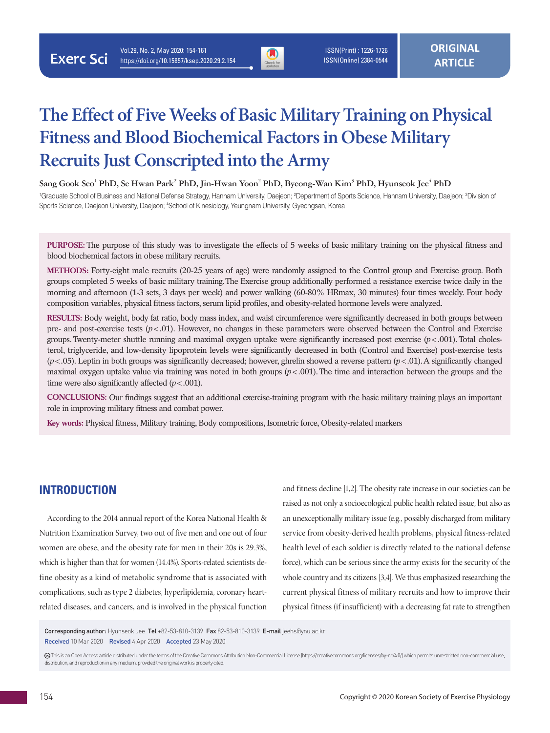ORIGINAL ARTICLE

# The Effect of Five Weeks of Basic Military Training on Physical Fitness and Blood Biochemical Factors in Obese Military Recruits Just Conscripted into the Army

**Sang Gook Seo[1] PhD, Se Hwan Park[2] PhD, Jin-Hwan Yoon[2] PhD, Byeong-Wan Kim[3] PhD, Hyunseok Jee[4] PhD**

[1]Graduate School of Business and National Defense Strategy, Hannam University, Daejeon; [2]Department of Sports Science, Hannam University, Daejeon; [3]Division of Sports Science, Daejeon University, Daejeon; [4]School of Kinesiology, Yeungnam University, Gyeongsan, Korea

**PURPOSE:** The purpose of this study was to investigate the effects of 5 weeks of basic military training on the physical fitness and blood biochemical factors in obese military recruits.

**METHODS:** Forty-eight male recruits (20-25 years of age) were randomly assigned to the Control group and Exercise group. Both groups completed 5 weeks of basic military training. The Exercise group additionally performed a resistance exercise twice daily in the morning and afternoon (1-3 sets, 3 days per week) and power walking (60-80% HRmax, 30 minutes) four times weekly. Four body composition variables, physical fitness factors, serum lipid profiles, and obesity-related hormone levels were analyzed.

**RESULTS:** Body weight, body fat ratio, body mass index, and waist circumference were significantly decreased in both groups between pre- and post-exercise tests ($p<.01$). However, no changes in these parameters were observed between the Control and Exercise groups. Twenty-meter shuttle running and maximal oxygen uptake were significantly increased post exercise ($p<.001$). Total cholesterol, triglyceride, and low-density lipoprotein levels were significantly decreased in both (Control and Exercise) post-exercise tests ($p<.05$). Leptin in both groups was significantly decreased; however, ghrelin showed a reverse pattern ($p<.01$). A significantly changed maximal oxygen uptake value via training was noted in both groups ($p<.001$). The time and interaction between the groups and the time were also significantly affected ($p<.001$).

**CONCLUSIONS:** Our findings suggest that an additional exercise-training program with the basic military training plays an important role in improving military fitness and combat power.

**Key words:** Physical fitness, Military training, Body compositions, Isometric force, Obesity-related markers

## INTRODUCTION

According to the 2014 annual report of the Korea National Health & Nutrition Examination Survey, two out of five men and one out of four women are obese, and the obesity rate for men in their 20s is 29.3%, which is higher than that for women (14.4%). Sports-related scientists define obesity as a kind of metabolic syndrome that is associated with complications, such as type 2 diabetes, hyperlipidemia, coronary heart-related diseases, and cancers, and is involved in the physical function and fitness decline [1,2]. The obesity rate increase in our societies can be raised as not only a socioecological public health related issue, but also as an unexceptionally military issue (e.g., possibly discharged from military service from obesity-derived health problems, physical fitness-related health level of each soldier is directly related to the national defense force), which can be serious since the army exists for the security of the whole country and its citizens [3,4]. We thus emphasized researching the current physical fitness of military recruits and how to improve their physical fitness (if insufficient) with a decreasing fat rate to strengthen

Corresponding author: Hyunseok Jee **Tel** +82-53-810-3139 **Fax** 82-53-810-3139 **E-mail** jeehs@ynu.ac.kr
Received 10 Mar 2020 Revised 4 Apr 2020 Accepted 23 May 2020

This is an Open Access article distributed under the terms of the Creative Commons Attribution Non-Commercial License (https://creativecommons.org/licenses/by-nc/4.0/) which permits unrestricted non-commercial use, distribution, and reproduction in any medium, provided the original work is properly cited.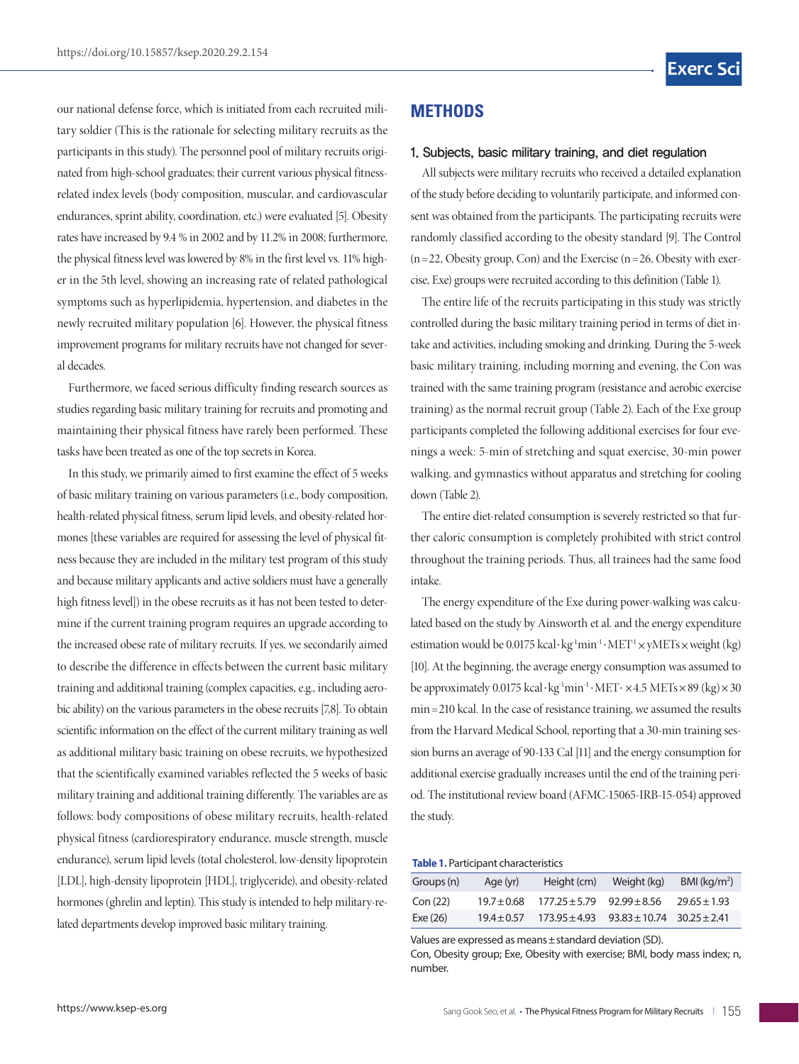our national defense force, which is initiated from each recruited military soldier (This is the rationale for selecting military recruits as the participants in this study). The personnel pool of military recruits originated from high-school graduates; their current various physical fitness-related index levels (body composition, muscular, and cardiovascular endurances, sprint ability, coordination, etc.) were evaluated [5]. Obesity rates have increased by 9.4 % in 2002 and by 11.2% in 2008; furthermore, the physical fitness level was lowered by 8% in the first level vs. 11% higher in the 5th level, showing an increasing rate of related pathological symptoms such as hyperlipidemia, hypertension, and diabetes in the newly recruited military population [6]. However, the physical fitness improvement programs for military recruits have not changed for several decades.

Furthermore, we faced serious difficulty finding research sources as studies regarding basic military training for recruits and promoting and maintaining their physical fitness have rarely been performed. These tasks have been treated as one of the top secrets in Korea.

In this study, we primarily aimed to first examine the effect of 5 weeks of basic military training on various parameters (i.e., body composition, health-related physical fitness, serum lipid levels, and obesity-related hormones [these variables are required for assessing the level of physical fitness because they are included in the military test program of this study and because military applicants and active soldiers must have a generally high fitness level]) in the obese recruits as it has not been tested to determine if the current training program requires an upgrade according to the increased obese rate of military recruits. If yes, we secondarily aimed to describe the difference in effects between the current basic military training and additional training (complex capacities, e.g., including aerobic ability) on the various parameters in the obese recruits [7,8]. To obtain scientific information on the effect of the current military training as well as additional military basic training on obese recruits, we hypothesized that the scientifically examined variables reflected the 5 weeks of basic military training and additional training differently. The variables are as follows: body compositions of obese military recruits, health-related physical fitness (cardiorespiratory endurance, muscle strength, muscle endurance), serum lipid levels (total cholesterol, low-density lipoprotein [LDL], high-density lipoprotein [HDL], triglyceride), and obesity-related hormones (ghrelin and leptin). This study is intended to help military-related departments develop improved basic military training.

## METHODS

### 1. Subjects, basic military training, and diet regulation

All subjects were military recruits who received a detailed explanation of the study before deciding to voluntarily participate, and informed consent was obtained from the participants. The participating recruits were randomly classified according to the obesity standard [9]. The Control (n=22, Obesity group, Con) and the Exercise (n=26, Obesity with exercise, Exe) groups were recruited according to this definition (Table 1).

The entire life of the recruits participating in this study was strictly controlled during the basic military training period in terms of diet intake and activities, including smoking and drinking. During the 5-week basic military training, including morning and evening, the Con was trained with the same training program (resistance and aerobic exercise training) as the normal recruit group (Table 2). Each of the Exe group participants completed the following additional exercises for four evenings a week: 5-min of stretching and squat exercise, 30-min power walking, and gymnastics without apparatus and stretching for cooling down (Table 2).

The entire diet-related consumption is severely restricted so that further caloric consumption is completely prohibited with strict control throughout the training periods. Thus, all trainees had the same food intake.

The energy expenditure of the Exe during power-walking was calculated based on the study by Ainsworth et al. and the energy expenditure estimation would be $0.0175\ \text{kcal}\cdot\text{kg}^{-1}\text{min}^{-1}\cdot\text{MET}^{-1}\times\text{yMETs}\times\text{weight (kg)}$ [10]. At the beginning, the average energy consumption was assumed to be approximately $0.0175\ \text{kcal}\cdot\text{kg}^{-1}\text{min}^{-1}\cdot\text{MET}\cdot\times 4.5\ \text{METs}\times 89\ \text{(kg)}\times 30\ \text{min}=210\ \text{kcal}$. In the case of resistance training, we assumed the results from the Harvard Medical School, reporting that a 30-min training session burns an average of 90-133 Cal [11] and the energy consumption for additional exercise gradually increases until the end of the training period. The institutional review board (AFMC-15065-IRB-15-054) approved the study.

**Table 1.** Participant characteristics

| Groups (n) | Age (yr) | Height (cm) | Weight (kg) | BMI (kg/m$^2$) |
|---|---|---|---|---|
| Con (22) | 19.7±0.68 | 177.25±5.79 | 92.99±8.56 | 29.65±1.93 |
| Exe (26) | 19.4±0.57 | 173.95±4.93 | 93.83±10.74 | 30.25±2.41 |

Values are expressed as means±standard deviation (SD).
Con, Obesity group; Exe, Obesity with exercise; BMI, body mass index; n, number.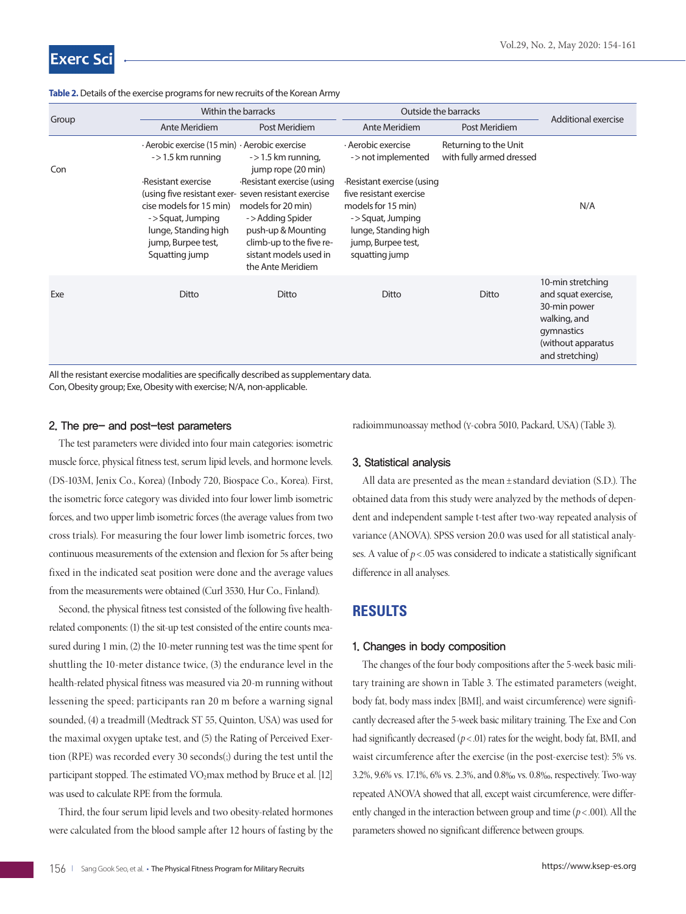**Table 2.** Details of the exercise programs for new recruits of the Korean Army

| Group | Within the barracks | | Outside the barracks | | Additional exercise |
|---|---|---|---|---|---|
| | Ante Meridiem | Post Meridiem | Ante Meridiem | Post Meridiem | |
| Con | · Aerobic exercise (15 min) ->1.5 km running<br>·Resistant exercise (using five resistant exercise models for 15 min) ->Squat, Jumping lunge, Standing high jump, Burpee test, Squatting jump | · Aerobic exercise ->1.5 km running, jump rope (20 min)<br>·Resistant exercise (using seven resistant exercise models for 20 min) ->Adding Spider push-up & Mounting climb-up to the five resistant models used in the Ante Meridiem | · Aerobic exercise ->not implemented<br>·Resistant exercise (using five resistant exercise models for 15 min) ->Squat, Jumping lunge, Standing high jump, Burpee test, squatting jump | Returning to the Unit with fully armed dressed | N/A |
| Exe | Ditto | Ditto | Ditto | Ditto | 10-min stretching and squat exercise, 30-min power walking, and gymnastics (without apparatus and stretching) |

All the resistant exercise modalities are specifically described as supplementary data.
Con, Obesity group; Exe, Obesity with exercise; N/A, non-applicable.

### 2. The pre- and post-test parameters

The test parameters were divided into four main categories: isometric muscle force, physical fitness test, serum lipid levels, and hormone levels. (DS-103M, Jenix Co., Korea) (Inbody 720, Biospace Co., Korea). First, the isometric force category was divided into four lower limb isometric forces, and two upper limb isometric forces (the average values from two cross trials). For measuring the four lower limb isometric forces, two continuous measurements of the extension and flexion for 5s after being fixed in the indicated seat position were done and the average values from the measurements were obtained (Curl 3530, Hur Co., Finland).

Second, the physical fitness test consisted of the following five health-related components: (1) the sit-up test consisted of the entire counts measured during 1 min, (2) the 10-meter running test was the time spent for shuttling the 10-meter distance twice, (3) the endurance level in the health-related physical fitness was measured via 20-m running without lessening the speed; participants ran 20 m before a warning signal sounded, (4) a treadmill (Medtrack ST 55, Quinton, USA) was used for the maximal oxygen uptake test, and (5) the Rating of Perceived Exertion (RPE) was recorded every 30 seconds(;) during the test until the participant stopped. The estimated $VO_2$max method by Bruce et al. [12] was used to calculate RPE from the formula.

Third, the four serum lipid levels and two obesity-related hormones were calculated from the blood sample after 12 hours of fasting by the radioimmunoassay method (γ-cobra 5010, Packard, USA) (Table 3).

### 3. Statistical analysis

All data are presented as the mean ± standard deviation (S.D.). The obtained data from this study were analyzed by the methods of dependent and independent sample t-test after two-way repeated analysis of variance (ANOVA). SPSS version 20.0 was used for all statistical analyses. A value of $p<.05$ was considered to indicate a statistically significant difference in all analyses.

## RESULTS

### 1. Changes in body composition

The changes of the four body compositions after the 5-week basic military training are shown in Table 3. The estimated parameters (weight, body fat, body mass index [BMI], and waist circumference) were significantly decreased after the 5-week basic military training. The Exe and Con had significantly decreased ($p<.01$) rates for the weight, body fat, BMI, and waist circumference after the exercise (in the post-exercise test): 5% vs. 3.2%, 9.6% vs. 17.1%, 6% vs. 2.3%, and 0.8‰ vs. 0.8‰, respectively. Two-way repeated ANOVA showed that all, except waist circumference, were differently changed in the interaction between group and time ($p<.001$). All the parameters showed no significant difference between groups.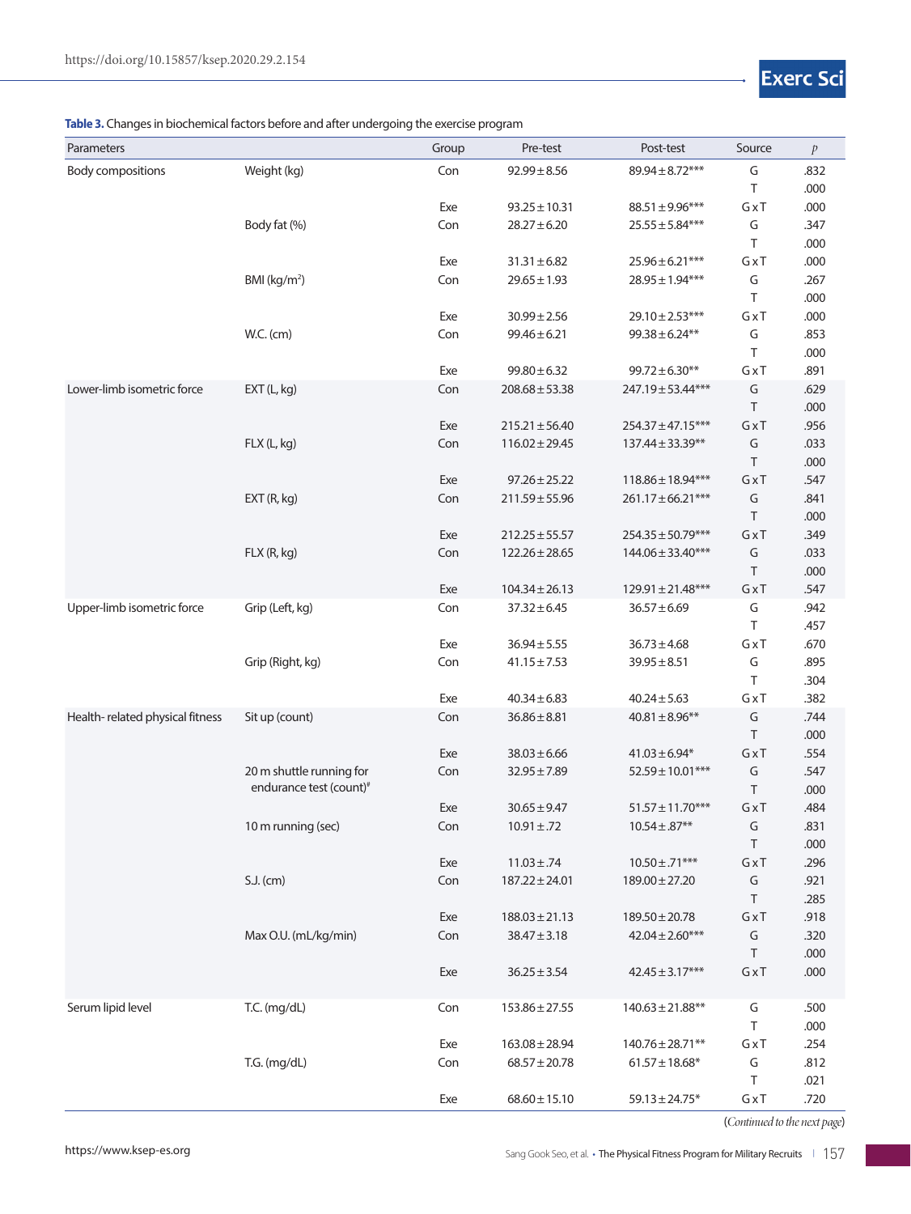**Table 3.** Changes in biochemical factors before and after undergoing the exercise program

| Parameters | | Group | Pre-test | Post-test | Source | *p* |
|---|---|---|---|---|---|---|
| Body compositions | Weight (kg) | Con | 92.99±8.56 | 89.94±8.72*** | G | .832 |
| | | | | | T | .000 |
| | | Exe | 93.25±10.31 | 88.51±9.96*** | GxT | .000 |
| | Body fat (%) | Con | 28.27±6.20 | 25.55±5.84*** | G | .347 |
| | | | | | T | .000 |
| | | Exe | 31.31±6.82 | 25.96±6.21*** | GxT | .000 |
| | BMI (kg/m²) | Con | 29.65±1.93 | 28.95±1.94*** | G | .267 |
| | | | | | T | .000 |
| | | Exe | 30.99±2.56 | 29.10±2.53*** | GxT | .000 |
| | W.C. (cm) | Con | 99.46±6.21 | 99.38±6.24** | G | .853 |
| | | | | | T | .000 |
| | | Exe | 99.80±6.32 | 99.72±6.30** | GxT | .891 |
| Lower-limb isometric force | EXT (L, kg) | Con | 208.68±53.38 | 247.19±53.44*** | G | .629 |
| | | | | | T | .000 |
| | | Exe | 215.21±56.40 | 254.37±47.15*** | GxT | .956 |
| | FLX (L, kg) | Con | 116.02±29.45 | 137.44±33.39** | G | .033 |
| | | | | | T | .000 |
| | | Exe | 97.26±25.22 | 118.86±18.94*** | GxT | .547 |
| | EXT (R, kg) | Con | 211.59±55.96 | 261.17±66.21*** | G | .841 |
| | | | | | T | .000 |
| | | Exe | 212.25±55.57 | 254.35±50.79*** | GxT | .349 |
| | FLX (R, kg) | Con | 122.26±28.65 | 144.06±33.40*** | G | .033 |
| | | | | | T | .000 |
| | | Exe | 104.34±26.13 | 129.91±21.48*** | GxT | .547 |
| Upper-limb isometric force | Grip (Left, kg) | Con | 37.32±6.45 | 36.57±6.69 | G | .942 |
| | | | | | T | .457 |
| | | Exe | 36.94±5.55 | 36.73±4.68 | GxT | .670 |
| | Grip (Right, kg) | Con | 41.15±7.53 | 39.95±8.51 | G | .895 |
| | | | | | T | .304 |
| | | Exe | 40.34±6.83 | 40.24±5.63 | GxT | .382 |
| Health- related physical fitness | Sit up (count) | Con | 36.86±8.81 | 40.81±8.96** | G | .744 |
| | | | | | T | .000 |
| | | Exe | 38.03±6.66 | 41.03±6.94* | GxT | .554 |
| | 20 m shuttle running for endurance test (count)# | Con | 32.95±7.89 | 52.59±10.01*** | G | .547 |
| | | | | | T | .000 |
| | | Exe | 30.65±9.47 | 51.57±11.70*** | GxT | .484 |
| | 10 m running (sec) | Con | 10.91±.72 | 10.54±.87** | G | .831 |
| | | | | | T | .000 |
| | | Exe | 11.03±.74 | 10.50±.71*** | GxT | .296 |
| | S.J. (cm) | Con | 187.22±24.01 | 189.00±27.20 | G | .921 |
| | | | | | T | .285 |
| | | Exe | 188.03±21.13 | 189.50±20.78 | GxT | .918 |
| | Max O.U. (mL/kg/min) | Con | 38.47±3.18 | 42.04±2.60*** | G | .320 |
| | | | | | T | .000 |
| | | Exe | 36.25±3.54 | 42.45±3.17*** | GxT | .000 |
| Serum lipid level | T.C. (mg/dL) | Con | 153.86±27.55 | 140.63±21.88** | G | .500 |
| | | | | | T | .000 |
| | | Exe | 163.08±28.94 | 140.76±28.71** | GxT | .254 |
| | T.G. (mg/dL) | Con | 68.57±20.78 | 61.57±18.68* | G | .812 |
| | | | | | T | .021 |
| | | Exe | 68.60±15.10 | 59.13±24.75* | GxT | .720 |

(*Continued to the next page*)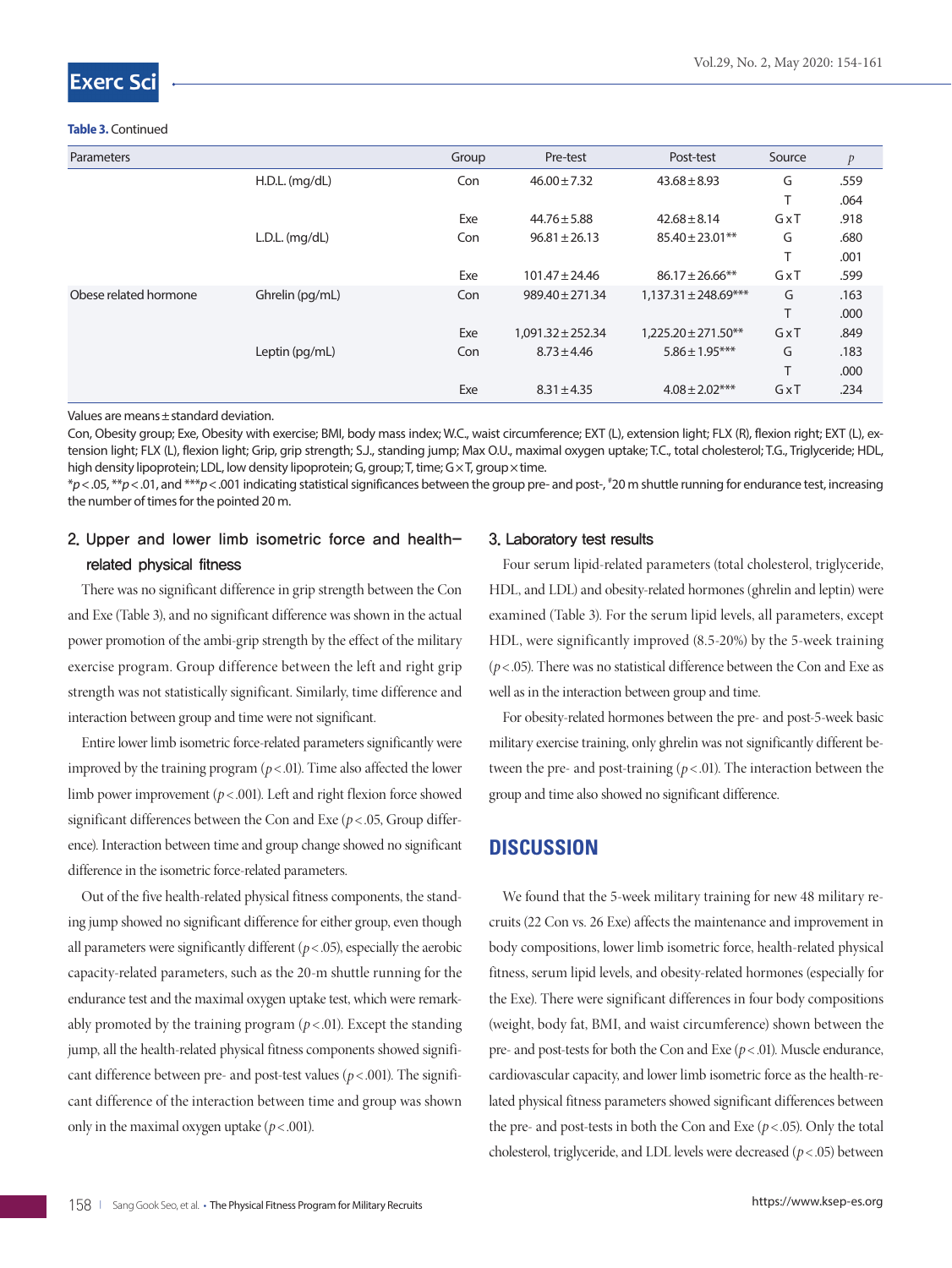**Table 3.** Continued

| Parameters | | Group | Pre-test | Post-test | Source | *p* |
|---|---|---|---|---|---|---|
| | H.D.L. (mg/dL) | Con | 46.00 ± 7.32 | 43.68 ± 8.93 | G | .559 |
| | | | | | T | .064 |
| | | Exe | 44.76 ± 5.88 | 42.68 ± 8.14 | G x T | .918 |
| | L.D.L. (mg/dL) | Con | 96.81 ± 26.13 | 85.40 ± 23.01** | G | .680 |
| | | | | | T | .001 |
| | | Exe | 101.47 ± 24.46 | 86.17 ± 26.66** | G x T | .599 |
| Obese related hormone | Ghrelin (pg/mL) | Con | 989.40 ± 271.34 | 1,137.31 ± 248.69*** | G | .163 |
| | | | | | T | .000 |
| | | Exe | 1,091.32 ± 252.34 | 1,225.20 ± 271.50** | G x T | .849 |
| | Leptin (pg/mL) | Con | 8.73 ± 4.46 | 5.86 ± 1.95*** | G | .183 |
| | | | | | T | .000 |
| | | Exe | 8.31 ± 4.35 | 4.08 ± 2.02*** | G x T | .234 |

Values are means ± standard deviation.

Con, Obesity group; Exe, Obesity with exercise; BMI, body mass index; W.C., waist circumference; EXT (L), extension light; FLX (R), flexion right; EXT (L), extension light; FLX (L), flexion light; Grip, grip strength; S.J., standing jump; Max O.U., maximal oxygen uptake; T.C., total cholesterol; T.G., Triglyceride; HDL, high density lipoprotein; LDL, low density lipoprotein; G, group; T, time; G × T, group × time.

*$p<.05$, **$p<.01$, and ***$p<.001$ indicating statistical significances between the group pre- and post-, #20 m shuttle running for endurance test, increasing the number of times for the pointed 20 m.

## 2. Upper and lower limb isometric force and health-related physical fitness

There was no significant difference in grip strength between the Con and Exe (Table 3), and no significant difference was shown in the actual power promotion of the ambi-grip strength by the effect of the military exercise program. Group difference between the left and right grip strength was not statistically significant. Similarly, time difference and interaction between group and time were not significant.

Entire lower limb isometric force-related parameters significantly were improved by the training program ($p<.01$). Time also affected the lower limb power improvement ($p<.001$). Left and right flexion force showed significant differences between the Con and Exe ($p<.05$, Group difference). Interaction between time and group change showed no significant difference in the isometric force-related parameters.

Out of the five health-related physical fitness components, the standing jump showed no significant difference for either group, even though all parameters were significantly different ($p<.05$), especially the aerobic capacity-related parameters, such as the 20-m shuttle running for the endurance test and the maximal oxygen uptake test, which were remarkably promoted by the training program ($p<.01$). Except the standing jump, all the health-related physical fitness components showed significant difference between pre- and post-test values ($p<.001$). The significant difference of the interaction between time and group was shown only in the maximal oxygen uptake ($p<.001$).

## 3. Laboratory test results

Four serum lipid-related parameters (total cholesterol, triglyceride, HDL, and LDL) and obesity-related hormones (ghrelin and leptin) were examined (Table 3). For the serum lipid levels, all parameters, except HDL, were significantly improved (8.5-20%) by the 5-week training ($p<.05$). There was no statistical difference between the Con and Exe as well as in the interaction between group and time.

For obesity-related hormones between the pre- and post-5-week basic military exercise training, only ghrelin was not significantly different between the pre- and post-training ($p<.01$). The interaction between the group and time also showed no significant difference.

# DISCUSSION

We found that the 5-week military training for new 48 military recruits (22 Con vs. 26 Exe) affects the maintenance and improvement in body compositions, lower limb isometric force, health-related physical fitness, serum lipid levels, and obesity-related hormones (especially for the Exe). There were significant differences in four body compositions (weight, body fat, BMI, and waist circumference) shown between the pre- and post-tests for both the Con and Exe ($p<.01$). Muscle endurance, cardiovascular capacity, and lower limb isometric force as the health-related physical fitness parameters showed significant differences between the pre- and post-tests in both the Con and Exe ($p<.05$). Only the total cholesterol, triglyceride, and LDL levels were decreased ($p<.05$) between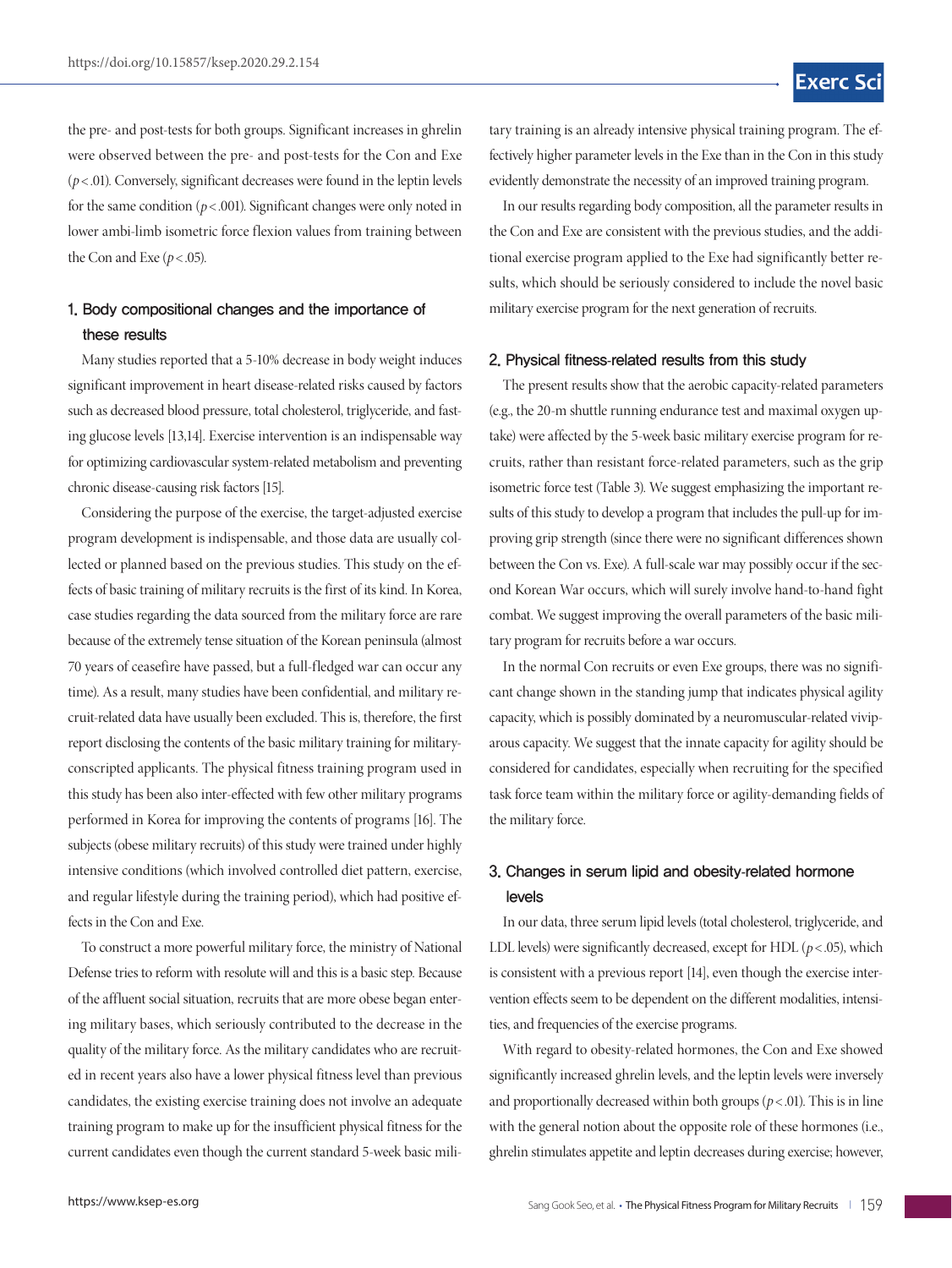the pre- and post-tests for both groups. Significant increases in ghrelin were observed between the pre- and post-tests for the Con and Exe ($p<.01$). Conversely, significant decreases were found in the leptin levels for the same condition ($p<.001$). Significant changes were only noted in lower ambi-limb isometric force flexion values from training between the Con and Exe ($p<.05$).

### 1. Body compositional changes and the importance of these results

Many studies reported that a 5-10% decrease in body weight induces significant improvement in heart disease-related risks caused by factors such as decreased blood pressure, total cholesterol, triglyceride, and fasting glucose levels [13,14]. Exercise intervention is an indispensable way for optimizing cardiovascular system-related metabolism and preventing chronic disease-causing risk factors [15].

Considering the purpose of the exercise, the target-adjusted exercise program development is indispensable, and those data are usually collected or planned based on the previous studies. This study on the effects of basic training of military recruits is the first of its kind. In Korea, case studies regarding the data sourced from the military force are rare because of the extremely tense situation of the Korean peninsula (almost 70 years of ceasefire have passed, but a full-fledged war can occur any time). As a result, many studies have been confidential, and military recruit-related data have usually been excluded. This is, therefore, the first report disclosing the contents of the basic military training for military-conscripted applicants. The physical fitness training program used in this study has been also inter-effected with few other military programs performed in Korea for improving the contents of programs [16]. The subjects (obese military recruits) of this study were trained under highly intensive conditions (which involved controlled diet pattern, exercise, and regular lifestyle during the training period), which had positive effects in the Con and Exe.

To construct a more powerful military force, the ministry of National Defense tries to reform with resolute will and this is a basic step. Because of the affluent social situation, recruits that are more obese began entering military bases, which seriously contributed to the decrease in the quality of the military force. As the military candidates who are recruited in recent years also have a lower physical fitness level than previous candidates, the existing exercise training does not involve an adequate training program to make up for the insufficient physical fitness for the current candidates even though the current standard 5-week basic military training is an already intensive physical training program. The effectively higher parameter levels in the Exe than in the Con in this study evidently demonstrate the necessity of an improved training program.

In our results regarding body composition, all the parameter results in the Con and Exe are consistent with the previous studies, and the additional exercise program applied to the Exe had significantly better results, which should be seriously considered to include the novel basic military exercise program for the next generation of recruits.

### 2. Physical fitness-related results from this study

The present results show that the aerobic capacity-related parameters (e.g., the 20-m shuttle running endurance test and maximal oxygen uptake) were affected by the 5-week basic military exercise program for recruits, rather than resistant force-related parameters, such as the grip isometric force test (Table 3). We suggest emphasizing the important results of this study to develop a program that includes the pull-up for improving grip strength (since there were no significant differences shown between the Con vs. Exe). A full-scale war may possibly occur if the second Korean War occurs, which will surely involve hand-to-hand fight combat. We suggest improving the overall parameters of the basic military program for recruits before a war occurs.

In the normal Con recruits or even Exe groups, there was no significant change shown in the standing jump that indicates physical agility capacity, which is possibly dominated by a neuromuscular-related viviparous capacity. We suggest that the innate capacity for agility should be considered for candidates, especially when recruiting for the specified task force team within the military force or agility-demanding fields of the military force.

### 3. Changes in serum lipid and obesity-related hormone levels

In our data, three serum lipid levels (total cholesterol, triglyceride, and LDL levels) were significantly decreased, except for HDL ($p<.05$), which is consistent with a previous report [14], even though the exercise intervention effects seem to be dependent on the different modalities, intensities, and frequencies of the exercise programs.

With regard to obesity-related hormones, the Con and Exe showed significantly increased ghrelin levels, and the leptin levels were inversely and proportionally decreased within both groups ($p<.01$). This is in line with the general notion about the opposite role of these hormones (i.e., ghrelin stimulates appetite and leptin decreases during exercise; however,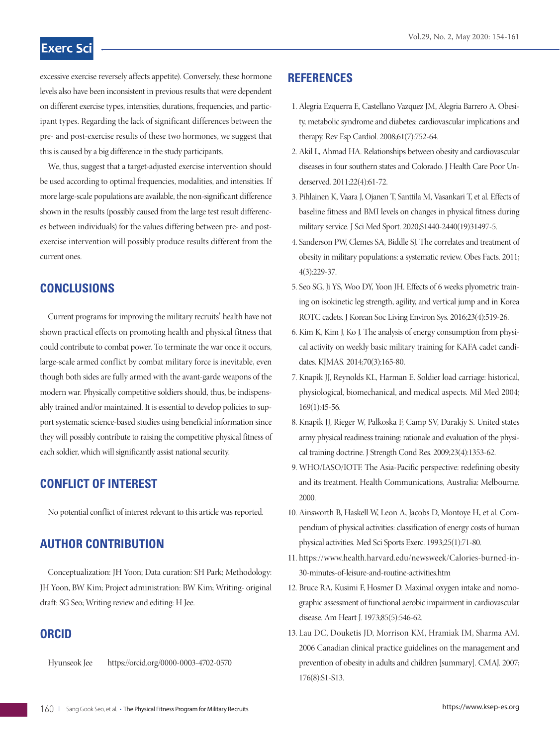excessive exercise reversely affects appetite). Conversely, these hormone levels also have been inconsistent in previous results that were dependent on different exercise types, intensities, durations, frequencies, and participant types. Regarding the lack of significant differences between the pre- and post-exercise results of these two hormones, we suggest that this is caused by a big difference in the study participants.

We, thus, suggest that a target-adjusted exercise intervention should be used according to optimal frequencies, modalities, and intensities. If more large-scale populations are available, the non-significant difference shown in the results (possibly caused from the large test result differences between individuals) for the values differing between pre- and post-exercise intervention will possibly produce results different from the current ones.

## CONCLUSIONS

Current programs for improving the military recruits' health have not shown practical effects on promoting health and physical fitness that could contribute to combat power. To terminate the war once it occurs, large-scale armed conflict by combat military force is inevitable, even though both sides are fully armed with the avant-garde weapons of the modern war. Physically competitive soldiers should, thus, be indispensably trained and/or maintained. It is essential to develop policies to support systematic science-based studies using beneficial information since they will possibly contribute to raising the competitive physical fitness of each soldier, which will significantly assist national security.

## CONFLICT OF INTEREST

No potential conflict of interest relevant to this article was reported.

## AUTHOR CONTRIBUTION

Conceptualization: JH Yoon; Data curation: SH Park; Methodology: JH Yoon, BW Kim; Project administration: BW Kim; Writing- original draft: SG Seo; Writing review and editing: H Jee.

## ORCID

Hyunseok Jee https://orcid.org/0000-0003-4702-0570

## REFERENCES

1. Alegria Ezquerra E, Castellano Vazquez JM, Alegria Barrero A. Obesity, metabolic syndrome and diabetes: cardiovascular implications and therapy. Rev Esp Cardiol. 2008;61(7):752-64.
2. Akil L, Ahmad HA. Relationships between obesity and cardiovascular diseases in four southern states and Colorado. J Health Care Poor Underserved. 2011;22(4):61-72.
3. Pihlainen K, Vaara J, Ojanen T, Santtila M, Vasankari T, et al. Effects of baseline fitness and BMI levels on changes in physical fitness during military service. J Sci Med Sport. 2020;S1440-2440(19)31497-5.
4. Sanderson PW, Clemes SA, Biddle SJ. The correlates and treatment of obesity in military populations: a systematic review. Obes Facts. 2011; 4(3):229-37.
5. Seo SG, Ji YS, Woo DY, Yoon JH. Effects of 6 weeks plyometric training on isokinetic leg strength, agility, and vertical jump and in Korea ROTC cadets. J Korean Soc Living Environ Sys. 2016;23(4):519-26.
6. Kim K, Kim J, Ko J. The analysis of energy consumption from physical activity on weekly basic military training for KAFA cadet candidates. KJMAS. 2014;70(3):165-80.
7. Knapik JJ, Reynolds KL, Harman E. Soldier load carriage: historical, physiological, biomechanical, and medical aspects. Mil Med 2004; 169(1):45-56.
8. Knapik JJ, Rieger W, Palkoska F, Camp SV, Darakjy S. United states army physical readiness training: rationale and evaluation of the physical training doctrine. J Strength Cond Res. 2009;23(4):1353-62.
9. WHO/IASO/IOTF. The Asia-Pacific perspective: redefining obesity and its treatment. Health Communications, Australia: Melbourne. 2000.
10. Ainsworth B, Haskell W, Leon A, Jacobs D, Montoye H, et al. Compendium of physical activities: classification of energy costs of human physical activities. Med Sci Sports Exerc. 1993;25(1):71-80.
11. https://www.health.harvard.edu/newsweek/Calories-burned-in-30-minutes-of-leisure-and-routine-activities.htm
12. Bruce RA, Kusimi F, Hosmer D. Maximal oxygen intake and nomographic assessment of functional aerobic impairment in cardiovascular disease. Am Heart J. 1973;85(5):546-62.
13. Lau DC, Douketis JD, Morrison KM, Hramiak IM, Sharma AM. 2006 Canadian clinical practice guidelines on the management and prevention of obesity in adults and children [summary]. CMAJ. 2007; 176(8):S1-S13.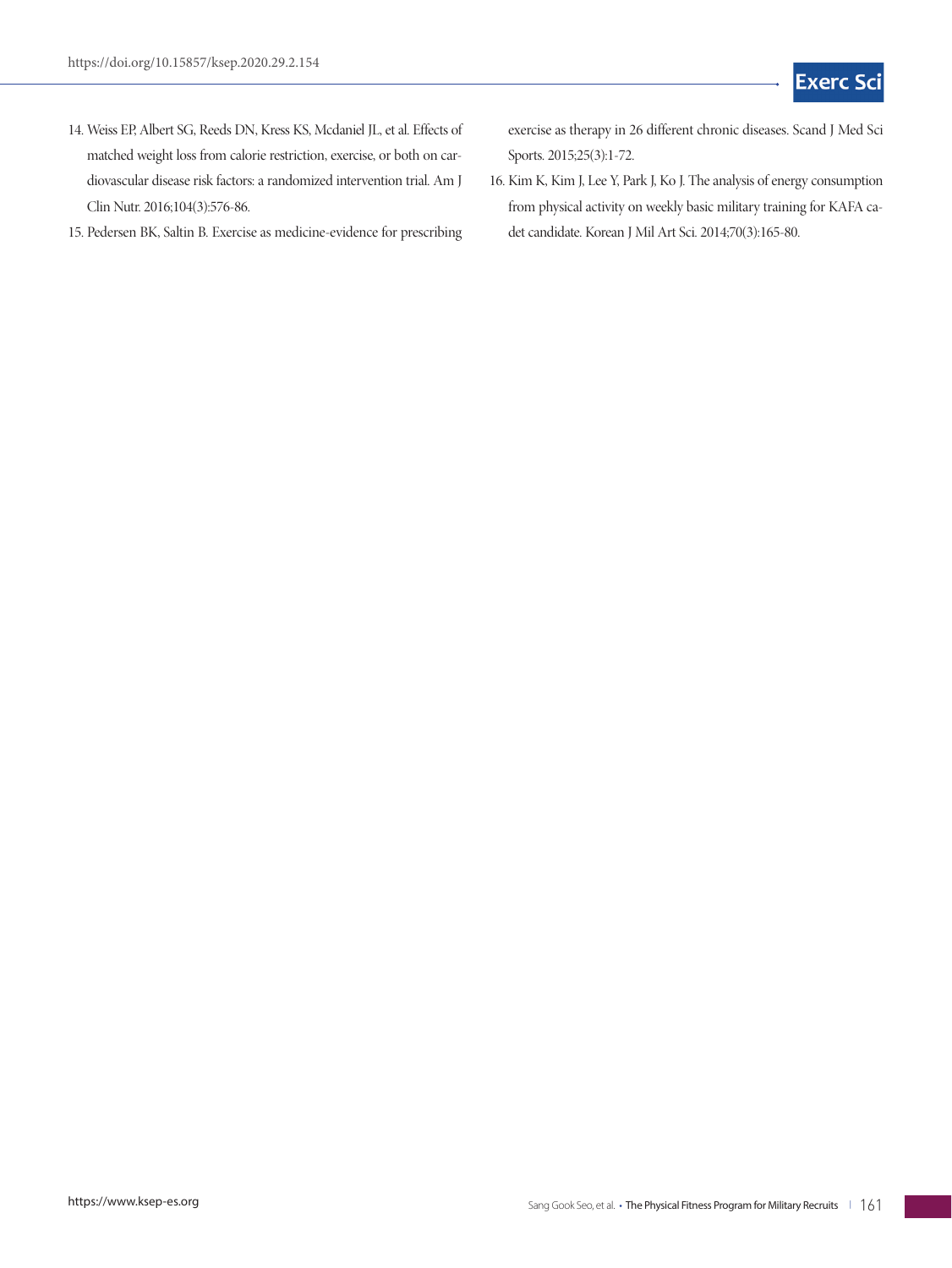14. Weiss EP, Albert SG, Reeds DN, Kress KS, Mcdaniel JL, et al. Effects of matched weight loss from calorie restriction, exercise, or both on cardiovascular disease risk factors: a randomized intervention trial. Am J Clin Nutr. 2016;104(3):576-86.
15. Pedersen BK, Saltin B. Exercise as medicine-evidence for prescribing exercise as therapy in 26 different chronic diseases. Scand J Med Sci Sports. 2015;25(3):1-72.
16. Kim K, Kim J, Lee Y, Park J, Ko J. The analysis of energy consumption from physical activity on weekly basic military training for KAFA cadet candidate. Korean J Mil Art Sci. 2014;70(3):165-80.